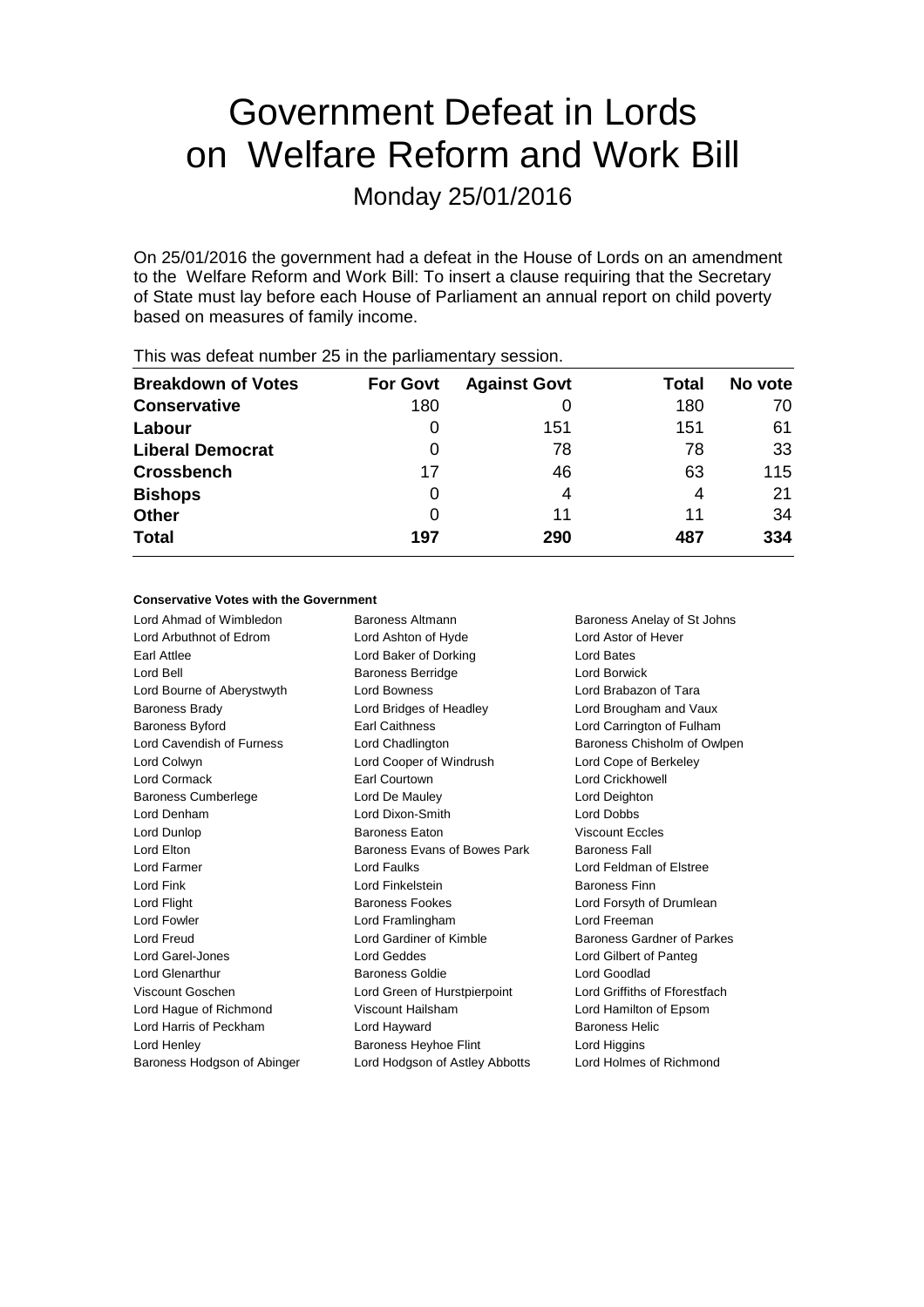# Government Defeat in Lords on Welfare Reform and Work Bill

## Monday 25/01/2016

On 25/01/2016 the government had a defeat in the House of Lords on an amendment to the Welfare Reform and Work Bill: To insert a clause requiring that the Secretary of State must lay before each House of Parliament an annual report on child poverty based on measures of family income.

This was defeat number 25 in the parliamentary session.

| Breakdown of Votes | For Govt | Against Govt | Total | No vote |
|---|---|---|---|---|
| **Conservative** | 180 | 0 | 180 | 70 |
| **Labour** | 0 | 151 | 151 | 61 |
| **Liberal Democrat** | 0 | 78 | 78 | 33 |
| **Crossbench** | 17 | 46 | 63 | 115 |
| **Bishops** | 0 | 4 | 4 | 21 |
| **Other** | 0 | 11 | 11 | 34 |
| **Total** | **197** | **290** | **487** | **334** |

#### Conservative Votes with the Government

| | | |
|---|---|---|
| Lord Ahmad of Wimbledon | Baroness Altmann | Baroness Anelay of St Johns |
| Lord Arbuthnot of Edrom | Lord Ashton of Hyde | Lord Astor of Hever |
| Earl Attlee | Lord Baker of Dorking | Lord Bates |
| Lord Bell | Baroness Berridge | Lord Borwick |
| Lord Bourne of Aberystwyth | Lord Bowness | Lord Brabazon of Tara |
| Baroness Brady | Lord Bridges of Headley | Lord Brougham and Vaux |
| Baroness Byford | Earl Caithness | Lord Carrington of Fulham |
| Lord Cavendish of Furness | Lord Chadlington | Baroness Chisholm of Owlpen |
| Lord Colwyn | Lord Cooper of Windrush | Lord Cope of Berkeley |
| Lord Cormack | Earl Courtown | Lord Crickhowell |
| Baroness Cumberlege | Lord De Mauley | Lord Deighton |
| Lord Denham | Lord Dixon-Smith | Lord Dobbs |
| Lord Dunlop | Baroness Eaton | Viscount Eccles |
| Lord Elton | Baroness Evans of Bowes Park | Baroness Fall |
| Lord Farmer | Lord Faulks | Lord Feldman of Elstree |
| Lord Fink | Lord Finkelstein | Baroness Finn |
| Lord Flight | Baroness Fookes | Lord Forsyth of Drumlean |
| Lord Fowler | Lord Framlingham | Lord Freeman |
| Lord Freud | Lord Gardiner of Kimble | Baroness Gardner of Parkes |
| Lord Garel-Jones | Lord Geddes | Lord Gilbert of Panteg |
| Lord Glenarthur | Baroness Goldie | Lord Goodlad |
| Viscount Goschen | Lord Green of Hurstpierpoint | Lord Griffiths of Fforestfach |
| Lord Hague of Richmond | Viscount Hailsham | Lord Hamilton of Epsom |
| Lord Harris of Peckham | Lord Hayward | Baroness Helic |
| Lord Henley | Baroness Heyhoe Flint | Lord Higgins |
| Baroness Hodgson of Abinger | Lord Hodgson of Astley Abbotts | Lord Holmes of Richmond |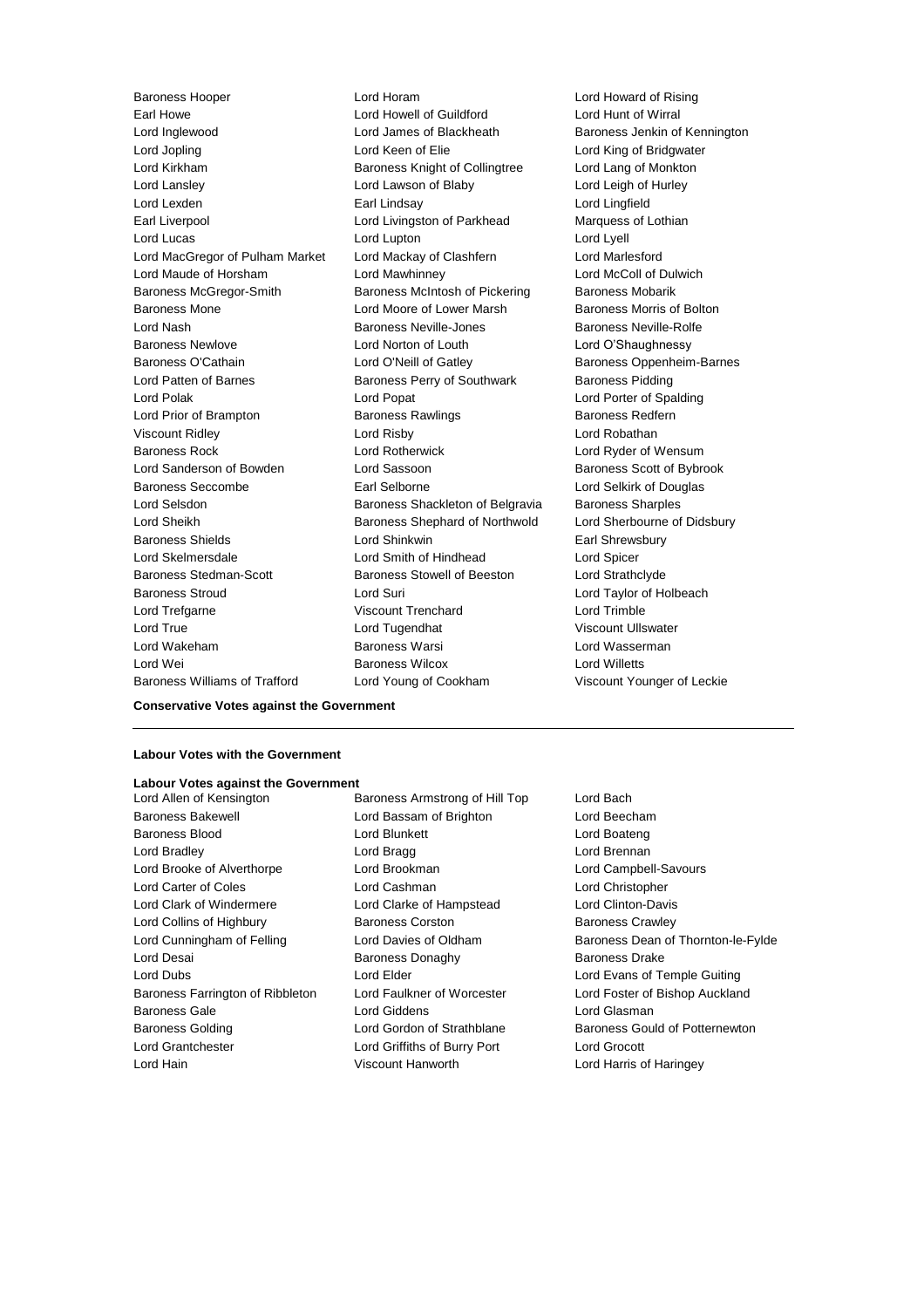Baroness Hooper, Lord Horam, Lord Howard of Rising, Earl Howe, Lord Howell of Guildford, Lord Hunt of Wirral, Lord Inglewood, Lord James of Blackheath, Baroness Jenkin of Kennington, Lord Jopling, Lord Keen of Elie, Lord King of Bridgwater, Lord Kirkham, Baroness Knight of Collingtree, Lord Lang of Monkton, Lord Lansley, Lord Lawson of Blaby, Lord Leigh of Hurley, Lord Lexden, Earl Lindsay, Lord Lingfield, Earl Liverpool, Lord Livingston of Parkhead, Marquess of Lothian, Lord Lucas, Lord Lupton, Lord Lyell, Lord MacGregor of Pulham Market, Lord Mackay of Clashfern, Lord Marlesford, Lord Maude of Horsham, Lord Mawhinney, Lord McColl of Dulwich, Baroness McGregor-Smith, Baroness McIntosh of Pickering, Baroness Mobarik, Baroness Mone, Lord Moore of Lower Marsh, Baroness Morris of Bolton, Lord Nash, Baroness Neville-Jones, Baroness Neville-Rolfe, Baroness Newlove, Lord Norton of Louth, Lord O'Shaughnessy, Baroness O'Cathain, Lord O'Neill of Gatley, Baroness Oppenheim-Barnes, Lord Patten of Barnes, Baroness Perry of Southwark, Baroness Pidding, Lord Polak, Lord Popat, Lord Porter of Spalding, Lord Prior of Brampton, Baroness Rawlings, Baroness Redfern, Viscount Ridley, Lord Risby, Lord Robathan, Baroness Rock, Lord Rotherwick, Lord Ryder of Wensum, Lord Sanderson of Bowden, Lord Sassoon, Baroness Scott of Bybrook, Baroness Seccombe, Earl Selborne, Lord Selkirk of Douglas, Lord Selsdon, Baroness Shackleton of Belgravia, Baroness Sharples, Lord Sheikh, Baroness Shephard of Northwold, Lord Sherbourne of Didsbury, Baroness Shields, Lord Shinkwin, Earl Shrewsbury, Lord Skelmersdale, Lord Smith of Hindhead, Lord Spicer, Baroness Stedman-Scott, Baroness Stowell of Beeston, Lord Strathclyde, Baroness Stroud, Lord Suri, Lord Taylor of Holbeach, Lord Trefgarne, Viscount Trenchard, Lord Trimble, Lord True, Lord Tugendhat, Viscount Ullswater, Lord Wakeham, Baroness Warsi, Lord Wasserman, Lord Wei, Baroness Wilcox, Lord Willetts, Baroness Williams of Trafford, Lord Young of Cookham, Viscount Younger of Leckie

**Conservative Votes against the Government**

---

**Labour Votes with the Government**

**Labour Votes against the Government**

Lord Allen of Kensington, Baroness Armstrong of Hill Top, Lord Bach, Baroness Bakewell, Lord Bassam of Brighton, Lord Beecham, Baroness Blood, Lord Blunkett, Lord Boateng, Lord Bradley, Lord Bragg, Lord Brennan, Lord Brooke of Alverthorpe, Lord Brookman, Lord Campbell-Savours, Lord Carter of Coles, Lord Cashman, Lord Christopher, Lord Clark of Windermere, Lord Clarke of Hampstead, Lord Clinton-Davis, Lord Collins of Highbury, Baroness Corston, Baroness Crawley, Lord Cunningham of Felling, Lord Davies of Oldham, Baroness Dean of Thornton-le-Fylde, Lord Desai, Baroness Donaghy, Baroness Drake, Lord Dubs, Lord Elder, Lord Evans of Temple Guiting, Baroness Farrington of Ribbleton, Lord Faulkner of Worcester, Lord Foster of Bishop Auckland, Baroness Gale, Lord Giddens, Lord Glasman, Baroness Golding, Lord Gordon of Strathblane, Baroness Gould of Potternewton, Lord Grantchester, Lord Griffiths of Burry Port, Lord Grocott, Lord Hain, Viscount Hanworth, Lord Harris of Haringey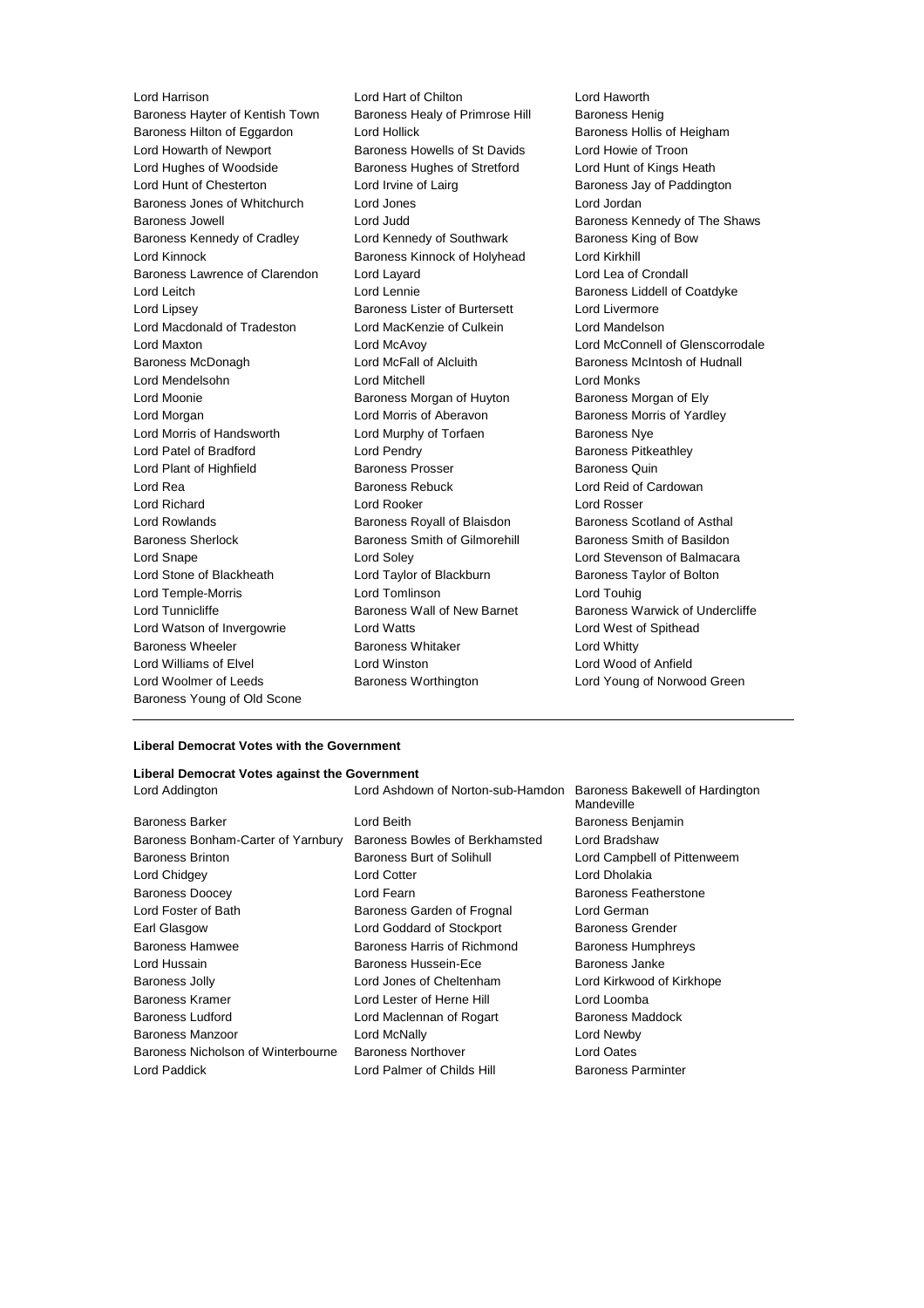Lord Harrison
Lord Hart of Chilton
Lord Haworth
Baroness Hayter of Kentish Town
Baroness Healy of Primrose Hill
Baroness Henig
Baroness Hilton of Eggardon
Lord Hollick
Baroness Hollis of Heigham
Lord Howarth of Newport
Baroness Howells of St Davids
Lord Howie of Troon
Lord Hughes of Woodside
Baroness Hughes of Stretford
Lord Hunt of Kings Heath
Lord Hunt of Chesterton
Lord Irvine of Lairg
Baroness Jay of Paddington
Baroness Jones of Whitchurch
Lord Jones
Lord Jordan
Baroness Jowell
Lord Judd
Baroness Kennedy of The Shaws
Baroness Kennedy of Cradley
Lord Kennedy of Southwark
Baroness King of Bow
Lord Kinnock
Baroness Kinnock of Holyhead
Lord Kirkhill
Baroness Lawrence of Clarendon
Lord Layard
Lord Lea of Crondall
Lord Leitch
Lord Lennie
Baroness Liddell of Coatdyke
Lord Lipsey
Baroness Lister of Burtersett
Lord Livermore
Lord Macdonald of Tradeston
Lord MacKenzie of Culkein
Lord Mandelson
Lord Maxton
Lord McAvoy
Lord McConnell of Glenscorrodale
Baroness McDonagh
Lord McFall of Alcluith
Baroness McIntosh of Hudnall
Lord Mendelsohn
Lord Mitchell
Lord Monks
Lord Moonie
Baroness Morgan of Huyton
Baroness Morgan of Ely
Lord Morgan
Lord Morris of Aberavon
Baroness Morris of Yardley
Lord Morris of Handsworth
Lord Murphy of Torfaen
Baroness Nye
Lord Patel of Bradford
Lord Pendry
Baroness Pitkeathley
Lord Plant of Highfield
Baroness Prosser
Baroness Quin
Lord Rea
Baroness Rebuck
Lord Reid of Cardowan
Lord Richard
Lord Rooker
Lord Rosser
Lord Rowlands
Baroness Royall of Blaisdon
Baroness Scotland of Asthal
Baroness Sherlock
Baroness Smith of Gilmorehill
Baroness Smith of Basildon
Lord Snape
Lord Soley
Lord Stevenson of Balmacara
Lord Stone of Blackheath
Lord Taylor of Blackburn
Baroness Taylor of Bolton
Lord Temple-Morris
Lord Tomlinson
Lord Touhig
Lord Tunnicliffe
Baroness Wall of New Barnet
Baroness Warwick of Undercliffe
Lord Watson of Invergowrie
Lord Watts
Lord West of Spithead
Baroness Wheeler
Baroness Whitaker
Lord Whitty
Lord Williams of Elvel
Lord Winston
Lord Wood of Anfield
Lord Woolmer of Leeds
Baroness Worthington
Lord Young of Norwood Green
Baroness Young of Old Scone

---

**Liberal Democrat Votes with the Government**

**Liberal Democrat Votes against the Government**

Lord Addington
Lord Ashdown of Norton-sub-Hamdon
Baroness Bakewell of Hardington Mandeville
Baroness Barker
Lord Beith
Baroness Benjamin
Baroness Bonham-Carter of Yarnbury
Baroness Bowles of Berkhamsted
Lord Bradshaw
Baroness Brinton
Baroness Burt of Solihull
Lord Campbell of Pittenweem
Lord Chidgey
Lord Cotter
Lord Dholakia
Baroness Doocey
Lord Fearn
Baroness Featherstone
Lord Foster of Bath
Baroness Garden of Frognal
Lord German
Earl Glasgow
Lord Goddard of Stockport
Baroness Grender
Baroness Hamwee
Baroness Harris of Richmond
Baroness Humphreys
Lord Hussain
Baroness Hussein-Ece
Baroness Janke
Baroness Jolly
Lord Jones of Cheltenham
Lord Kirkwood of Kirkhope
Baroness Kramer
Lord Lester of Herne Hill
Lord Loomba
Baroness Ludford
Lord Maclennan of Rogart
Baroness Maddock
Baroness Manzoor
Lord McNally
Lord Newby
Baroness Nicholson of Winterbourne
Baroness Northover
Lord Oates
Lord Paddick
Lord Palmer of Childs Hill
Baroness Parminter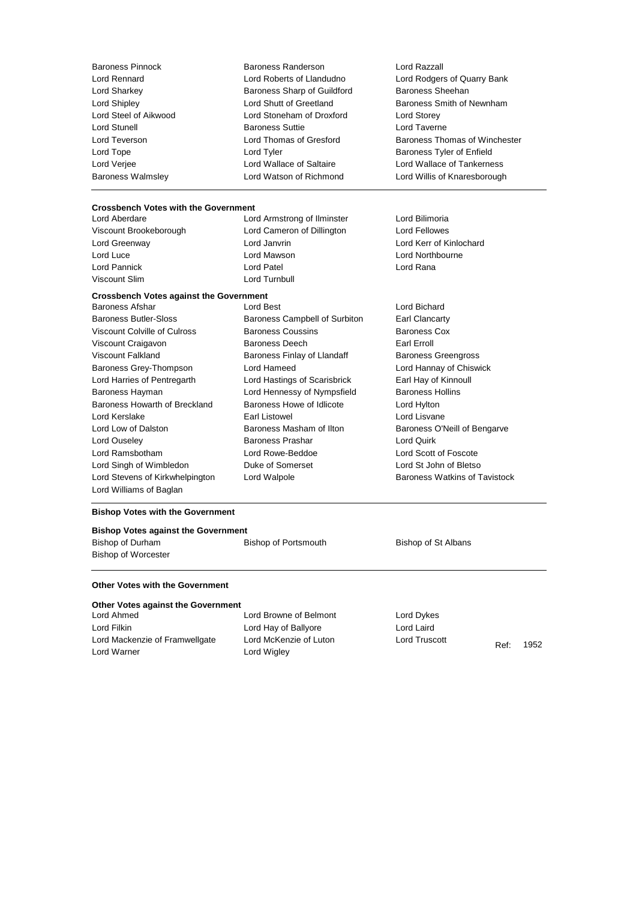| | | |
|---|---|---|
| Baroness Pinnock | Baroness Randerson | Lord Razzall |
| Lord Rennard | Lord Roberts of Llandudno | Lord Rodgers of Quarry Bank |
| Lord Sharkey | Baroness Sharp of Guildford | Baroness Sheehan |
| Lord Shipley | Lord Shutt of Greetland | Baroness Smith of Newnham |
| Lord Steel of Aikwood | Lord Stoneham of Droxford | Lord Storey |
| Lord Stunell | Baroness Suttie | Lord Taverne |
| Lord Teverson | Lord Thomas of Gresford | Baroness Thomas of Winchester |
| Lord Tope | Lord Tyler | Baroness Tyler of Enfield |
| Lord Verjee | Lord Wallace of Saltaire | Lord Wallace of Tankerness |
| Baroness Walmsley | Lord Watson of Richmond | Lord Willis of Knaresborough |

**Crossbench Votes with the Government**

| | | |
|---|---|---|
| Lord Aberdare | Lord Armstrong of Ilminster | Lord Bilimoria |
| Viscount Brookeborough | Lord Cameron of Dillington | Lord Fellowes |
| Lord Greenway | Lord Janvrin | Lord Kerr of Kinlochard |
| Lord Luce | Lord Mawson | Lord Northbourne |
| Lord Pannick | Lord Patel | Lord Rana |
| Viscount Slim | Lord Turnbull | |

**Crossbench Votes against the Government**

| | | |
|---|---|---|
| Baroness Afshar | Lord Best | Lord Bichard |
| Baroness Butler-Sloss | Baroness Campbell of Surbiton | Earl Clancarty |
| Viscount Colville of Culross | Baroness Coussins | Baroness Cox |
| Viscount Craigavon | Baroness Deech | Earl Erroll |
| Viscount Falkland | Baroness Finlay of Llandaff | Baroness Greengross |
| Baroness Grey-Thompson | Lord Hameed | Lord Hannay of Chiswick |
| Lord Harries of Pentregarth | Lord Hastings of Scarisbrick | Earl Hay of Kinnoull |
| Baroness Hayman | Lord Hennessy of Nympsfield | Baroness Hollins |
| Baroness Howarth of Breckland | Baroness Howe of Idlicote | Lord Hylton |
| Lord Kerslake | Earl Listowel | Lord Lisvane |
| Lord Low of Dalston | Baroness Masham of Ilton | Baroness O'Neill of Bengarve |
| Lord Ouseley | Baroness Prashar | Lord Quirk |
| Lord Ramsbotham | Lord Rowe-Beddoe | Lord Scott of Foscote |
| Lord Singh of Wimbledon | Duke of Somerset | Lord St John of Bletso |
| Lord Stevens of Kirkwhelpington | Lord Walpole | Baroness Watkins of Tavistock |
| Lord Williams of Baglan | | |

**Bishop Votes with the Government**

**Bishop Votes against the Government**

| | | |
|---|---|---|
| Bishop of Durham | Bishop of Portsmouth | Bishop of St Albans |
| Bishop of Worcester | | |

**Other Votes with the Government**

**Other Votes against the Government**

| | | |
|---|---|---|
| Lord Ahmed | Lord Browne of Belmont | Lord Dykes |
| Lord Filkin | Lord Hay of Ballyore | Lord Laird |
| Lord Mackenzie of Framwellgate | Lord McKenzie of Luton | Lord Truscott |
| Lord Warner | Lord Wigley | |

Ref: 1952